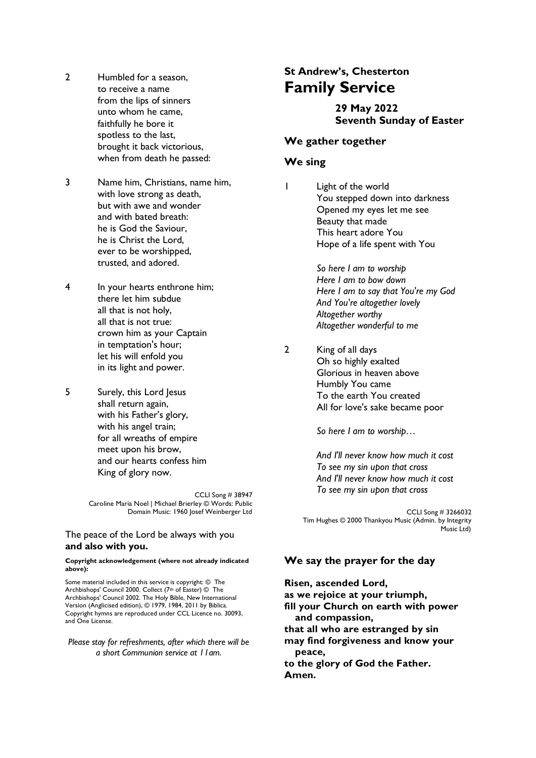2 Humbled for a season,
to receive a name
from the lips of sinners
unto whom he came,
faithfully he bore it
spotless to the last,
brought it back victorious,
when from death he passed:

3 Name him, Christians, name him,
with love strong as death,
but with awe and wonder
and with bated breath:
he is God the Saviour,
he is Christ the Lord,
ever to be worshipped,
trusted, and adored.

4 In your hearts enthrone him;
there let him subdue
all that is not holy,
all that is not true:
crown him as your Captain
in temptation's hour;
let his will enfold you
in its light and power.

5 Surely, this Lord Jesus
shall return again,
with his Father's glory,
with his angel train;
for all wreaths of empire
meet upon his brow,
and our hearts confess him
King of glory now.

CCLI Song # 38947
Caroline Maria Noel | Michael Brierley © Words: Public Domain Music: 1960 Josef Weinberger Ltd

The peace of the Lord be always with you
**and also with you.**

**Copyright acknowledgement (where not already indicated above):**

Some material included in this service is copyright: © The Archbishops' Council 2000. Collect (7th of Easter) © The Archbishops' Council 2002. The Holy Bible, New International Version (Anglicised edition), © 1979, 1984, 2011 by Biblica. Copyright hymns are reproduced under CCL Licence no. 30093, and One License.

*Please stay for refreshments, after which there will be a short Communion service at 11am.*

## St Andrew's, Chesterton

# Family Service

**29 May 2022**
**Seventh Sunday of Easter**

## We gather together

## We sing

1 Light of the world
You stepped down into darkness
Opened my eyes let me see
Beauty that made
This heart adore You
Hope of a life spent with You

*So here I am to worship*
*Here I am to bow down*
*Here I am to say that You're my God*
*And You're altogether lovely*
*Altogether worthy*
*Altogether wonderful to me*

2 King of all days
Oh so highly exalted
Glorious in heaven above
Humbly You came
To the earth You created
All for love's sake became poor

*So here I am to worship…*

*And I'll never know how much it cost*
*To see my sin upon that cross*
*And I'll never know how much it cost*
*To see my sin upon that cross*

CCLI Song # 3266032
Tim Hughes © 2000 Thankyou Music (Admin. by Integrity Music Ltd)

## We say the prayer for the day

**Risen, ascended Lord,**
**as we rejoice at your triumph,**
**fill your Church on earth with power and compassion,**
**that all who are estranged by sin**
**may find forgiveness and know your peace,**
**to the glory of God the Father.**
**Amen.**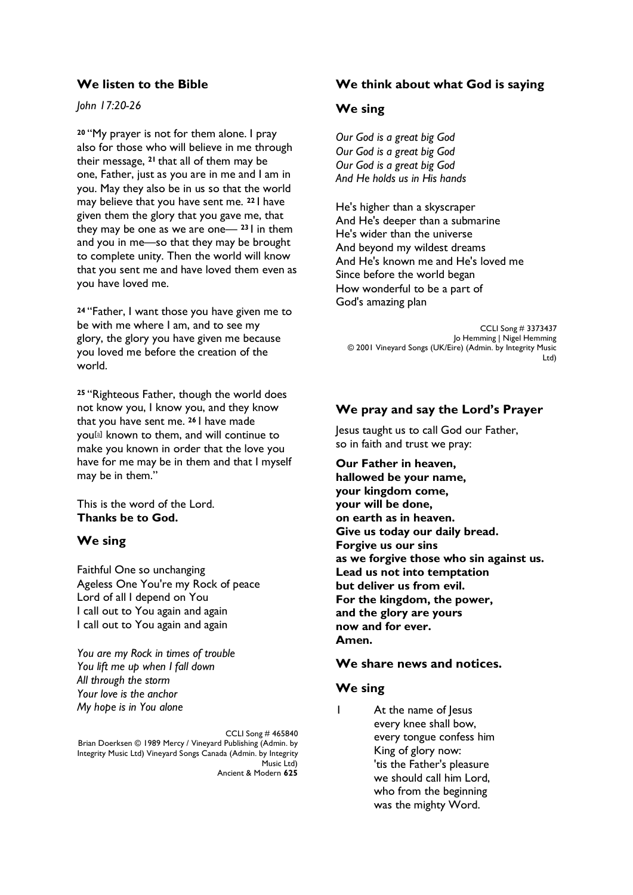## We listen to the Bible

*John 17:20-26*

[20] "My prayer is not for them alone. I pray also for those who will believe in me through their message, [21] that all of them may be one, Father, just as you are in me and I am in you. May they also be in us so that the world may believe that you have sent me. [22] I have given them the glory that you gave me, that they may be one as we are one— [23] I in them and you in me—so that they may be brought to complete unity. Then the world will know that you sent me and have loved them even as you have loved me.

[24] "Father, I want those you have given me to be with me where I am, and to see my glory, the glory you have given me because you loved me before the creation of the world.

[25] "Righteous Father, though the world does not know you, I know you, and they know that you have sent me. [26] I have made you[a] known to them, and will continue to make you known in order that the love you have for me may be in them and that I myself may be in them."

This is the word of the Lord.
**Thanks be to God.**

## We sing

Faithful One so unchanging
Ageless One You're my Rock of peace
Lord of all I depend on You
I call out to You again and again
I call out to You again and again

*You are my Rock in times of trouble*
*You lift me up when I fall down*
*All through the storm*
*Your love is the anchor*
*My hope is in You alone*

CCLI Song # 465840
Brian Doerksen © 1989 Mercy / Vineyard Publishing (Admin. by Integrity Music Ltd) Vineyard Songs Canada (Admin. by Integrity Music Ltd)
Ancient & Modern **625**

## We think about what God is saying

## We sing

*Our God is a great big God*
*Our God is a great big God*
*Our God is a great big God*
*And He holds us in His hands*

He's higher than a skyscraper
And He's deeper than a submarine
He's wider than the universe
And beyond my wildest dreams
And He's known me and He's loved me
Since before the world began
How wonderful to be a part of
God's amazing plan

CCLI Song # 3373437
Jo Hemming | Nigel Hemming
© 2001 Vineyard Songs (UK/Eire) (Admin. by Integrity Music Ltd)

## We pray and say the Lord's Prayer

Jesus taught us to call God our Father,
so in faith and trust we pray:

**Our Father in heaven,**
**hallowed be your name,**
**your kingdom come,**
**your will be done,**
**on earth as in heaven.**
**Give us today our daily bread.**
**Forgive us our sins**
**as we forgive those who sin against us.**
**Lead us not into temptation**
**but deliver us from evil.**
**For the kingdom, the power,**
**and the glory are yours**
**now and for ever.**
**Amen.**

## We share news and notices.

## We sing

1 At the name of Jesus
every knee shall bow,
every tongue confess him
King of glory now:
'tis the Father's pleasure
we should call him Lord,
who from the beginning
was the mighty Word.